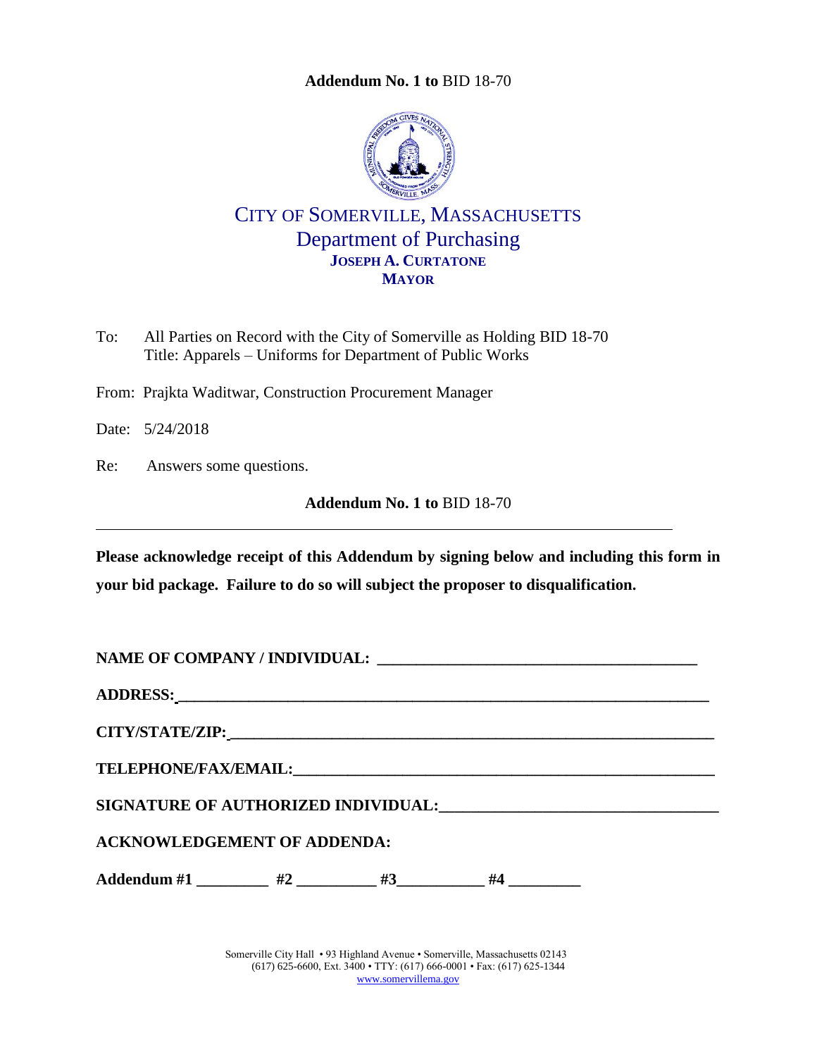**Addendum No. 1 to** BID 18-70

# CITY OF SOMERVILLE, MASSACHUSETTS
## Department of Purchasing
**JOSEPH A. CURTATONE**
**MAYOR**

To: All Parties on Record with the City of Somerville as Holding BID 18-70
Title: Apparels – Uniforms for Department of Public Works

From: Prajkta Waditwar, Construction Procurement Manager

Date: 5/24/2018

Re: Answers some questions.

**Addendum No. 1 to** BID 18-70

---

**Please acknowledge receipt of this Addendum by signing below and including this form in your bid package. Failure to do so will subject the proposer to disqualification.**

**NAME OF COMPANY / INDIVIDUAL:** ________________________________________

**ADDRESS:** ________________________________________________________________

**CITY/STATE/ZIP:** __________________________________________________________

**TELEPHONE/FAX/EMAIL:** ____________________________________________________

**SIGNATURE OF AUTHORIZED INDIVIDUAL:** ________________________________

**ACKNOWLEDGEMENT OF ADDENDA:**

**Addendum #1** _________ **#2** __________ **#3** ___________ **#4** _________

Somerville City Hall • 93 Highland Avenue • Somerville, Massachusetts 02143
(617) 625-6600, Ext. 3400 • TTY: (617) 666-0001 • Fax: (617) 625-1344
www.somervillema.gov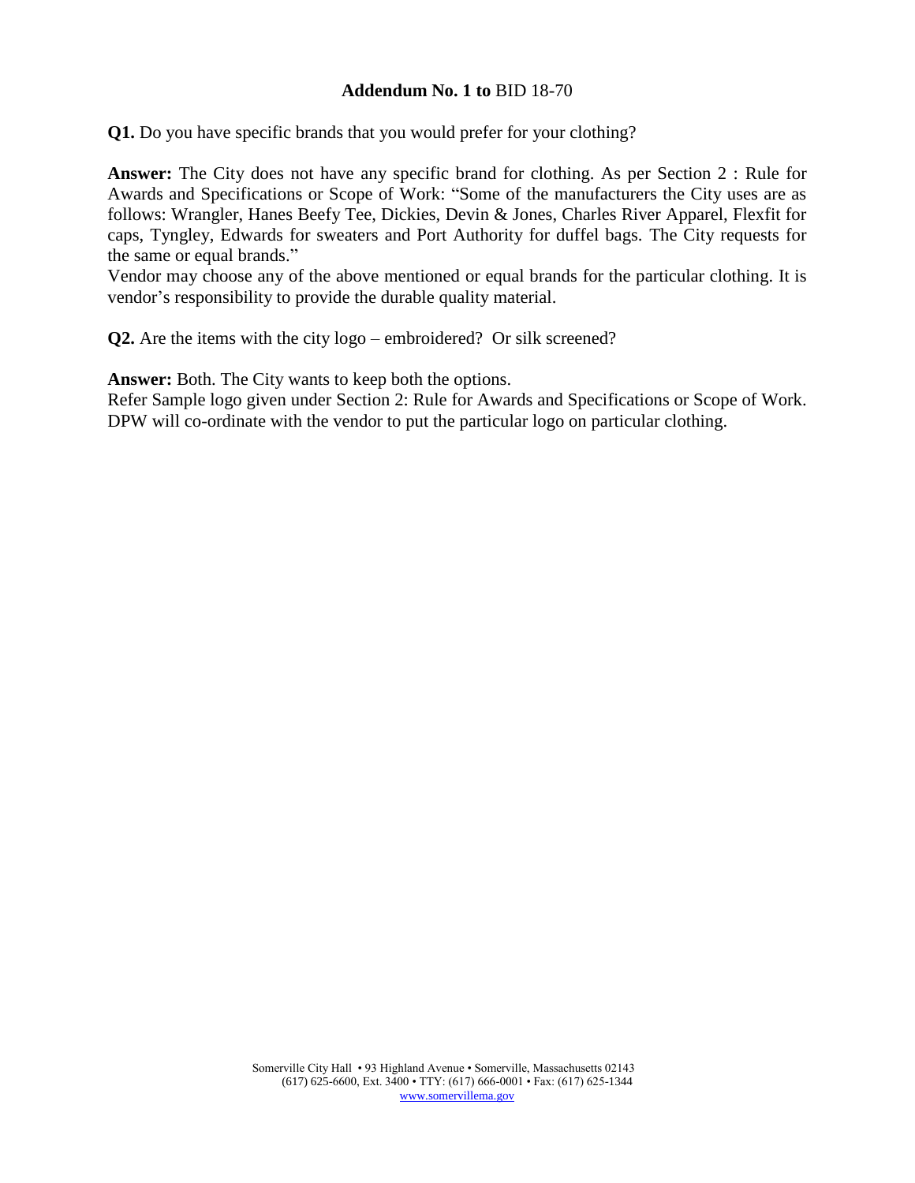**Addendum No. 1 to** BID 18-70

**Q1.** Do you have specific brands that you would prefer for your clothing?

**Answer:** The City does not have any specific brand for clothing. As per Section 2 : Rule for Awards and Specifications or Scope of Work: "Some of the manufacturers the City uses are as follows: Wrangler, Hanes Beefy Tee, Dickies, Devin & Jones, Charles River Apparel, Flexfit for caps, Tyngley, Edwards for sweaters and Port Authority for duffel bags. The City requests for the same or equal brands."
Vendor may choose any of the above mentioned or equal brands for the particular clothing. It is vendor's responsibility to provide the durable quality material.

**Q2.** Are the items with the city logo – embroidered? Or silk screened?

**Answer:** Both. The City wants to keep both the options.
Refer Sample logo given under Section 2: Rule for Awards and Specifications or Scope of Work. DPW will co-ordinate with the vendor to put the particular logo on particular clothing.